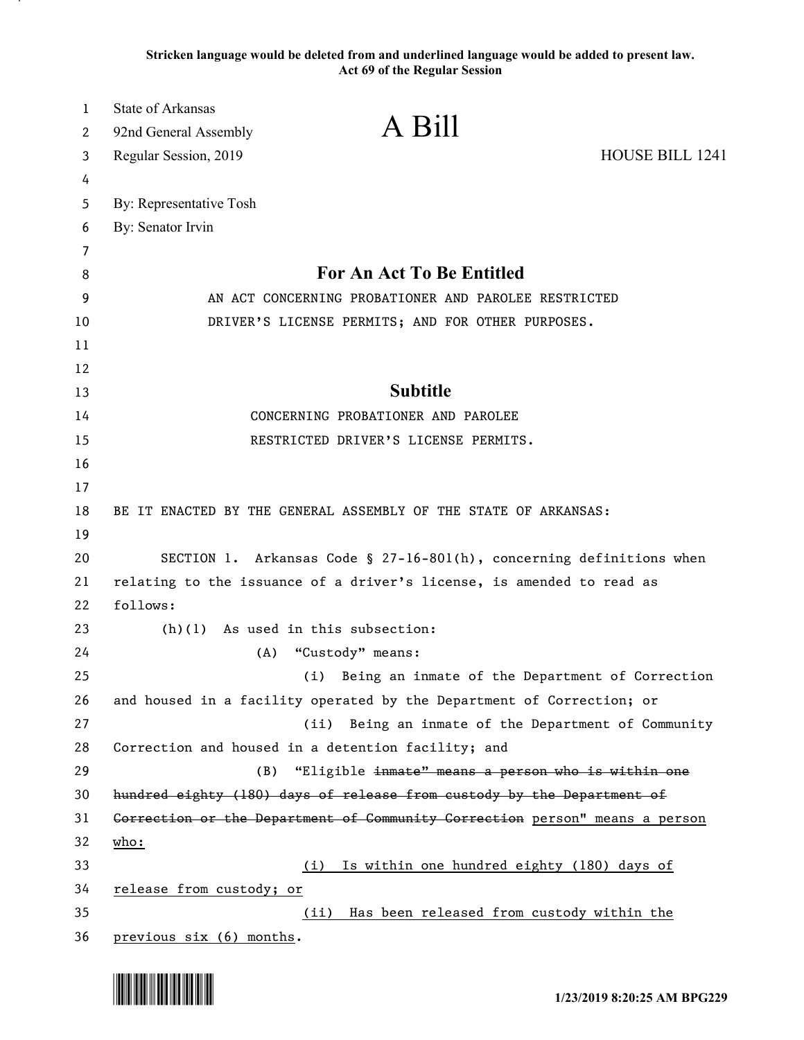**Stricken language would be deleted from and underlined language would be added to present law.**
**Act 69 of the Regular Session**

State of Arkansas
92nd General Assembly
Regular Session, 2019

# A Bill

HOUSE BILL 1241

By: Representative Tosh
By: Senator Irvin

## For An Act To Be Entitled

AN ACT CONCERNING PROBATIONER AND PAROLEE RESTRICTED DRIVER'S LICENSE PERMITS; AND FOR OTHER PURPOSES.

## Subtitle

CONCERNING PROBATIONER AND PAROLEE RESTRICTED DRIVER'S LICENSE PERMITS.

BE IT ENACTED BY THE GENERAL ASSEMBLY OF THE STATE OF ARKANSAS:

SECTION 1. Arkansas Code § 27-16-801(h), concerning definitions when relating to the issuance of a driver's license, is amended to read as follows:

(h)(1) As used in this subsection:

(A) "Custody" means:

(i) Being an inmate of the Department of Correction and housed in a facility operated by the Department of Correction; or

(ii) Being an inmate of the Department of Community Correction and housed in a detention facility; and

(B) "Eligible ~~inmate" means a person who is within one hundred eighty (180) days of release from custody by the Department of Correction or the Department of Community Correction~~ <u>person" means a person who:</u>

<u>(i) Is within one hundred eighty (180) days of release from custody; or</u>

<u>(ii) Has been released from custody within the previous six (6) months</u>.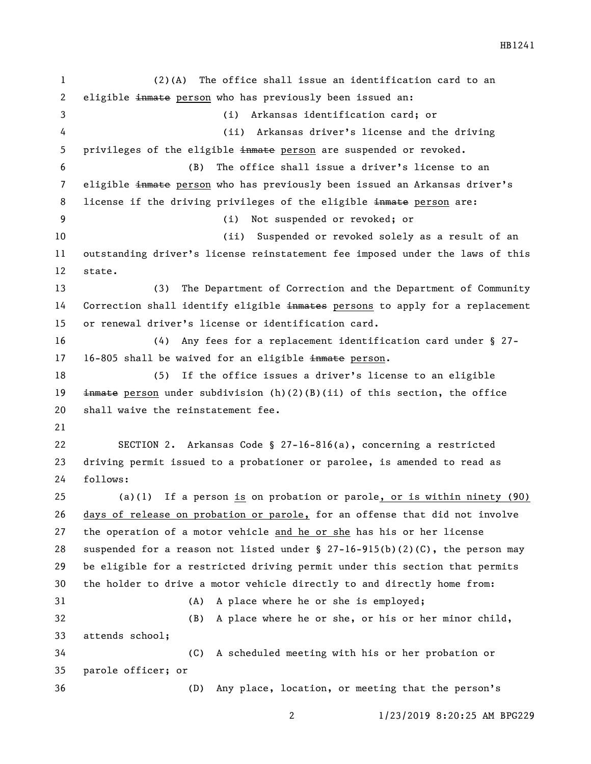(2)(A) The office shall issue an identification card to an eligible ~~inmate~~ person who has previously been issued an:

(i) Arkansas identification card; or

(ii) Arkansas driver's license and the driving privileges of the eligible ~~inmate~~ person are suspended or revoked.

(B) The office shall issue a driver's license to an eligible ~~inmate~~ person who has previously been issued an Arkansas driver's license if the driving privileges of the eligible ~~inmate~~ person are:

(i) Not suspended or revoked; or

(ii) Suspended or revoked solely as a result of an outstanding driver's license reinstatement fee imposed under the laws of this state.

(3) The Department of Correction and the Department of Community Correction shall identify eligible ~~inmates~~ persons to apply for a replacement or renewal driver's license or identification card.

(4) Any fees for a replacement identification card under § 27-16-805 shall be waived for an eligible ~~inmate~~ person.

(5) If the office issues a driver's license to an eligible ~~inmate~~ person under subdivision (h)(2)(B)(ii) of this section, the office shall waive the reinstatement fee.

SECTION 2. Arkansas Code § 27-16-816(a), concerning a restricted driving permit issued to a probationer or parolee, is amended to read as follows:

(a)(1) If a person <u>is</u> on probation or parole<u>, or is within ninety (90) days of release on probation or parole,</u> for an offense that did not involve the operation of a motor vehicle <u>and he or she</u> has his or her license suspended for a reason not listed under § 27-16-915(b)(2)(C), the person may be eligible for a restricted driving permit under this section that permits the holder to drive a motor vehicle directly to and directly home from:

(A) A place where he or she is employed;

(B) A place where he or she, or his or her minor child, attends school;

(C) A scheduled meeting with his or her probation or parole officer; or

(D) Any place, location, or meeting that the person's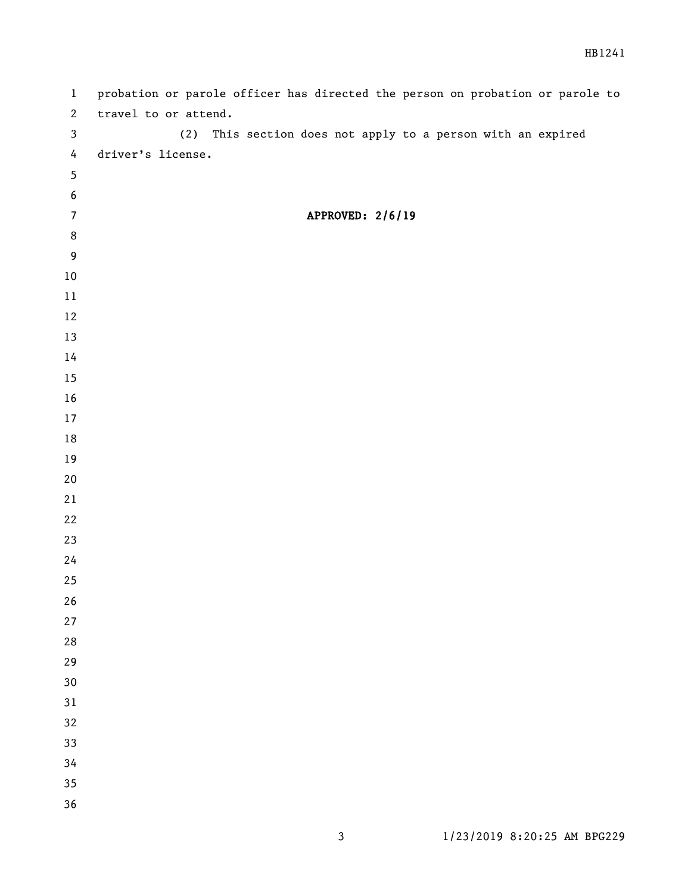probation or parole officer has directed the person on probation or parole to travel to or attend.

(2) This section does not apply to a person with an expired driver's license.

**APPROVED: 2/6/19**